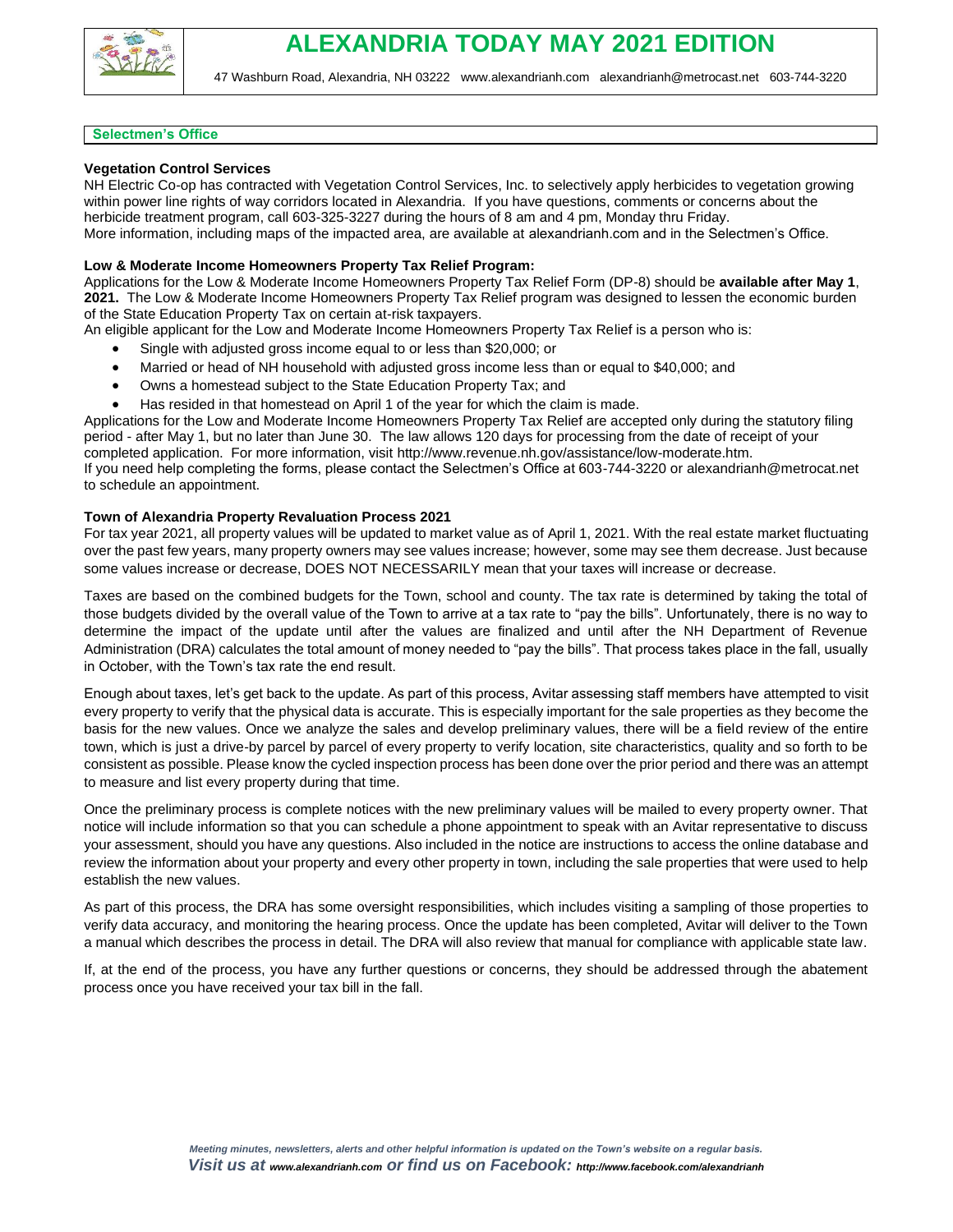# ALEXANDRIA TODAY MAY 2021 EDITION

47 Washburn Road, Alexandria, NH 03222 www.alexandrianh.com alexandrianh@metrocast.net 603-744-3220

## Selectmen's Office

### Vegetation Control Services

NH Electric Co-op has contracted with Vegetation Control Services, Inc. to selectively apply herbicides to vegetation growing within power line rights of way corridors located in Alexandria. If you have questions, comments or concerns about the herbicide treatment program, call 603-325-3227 during the hours of 8 am and 4 pm, Monday thru Friday.
More information, including maps of the impacted area, are available at alexandrianh.com and in the Selectmen's Office.

### Low & Moderate Income Homeowners Property Tax Relief Program:

Applications for the Low & Moderate Income Homeowners Property Tax Relief Form (DP-8) should be **available after May 1**, **2021.** The Low & Moderate Income Homeowners Property Tax Relief program was designed to lessen the economic burden of the State Education Property Tax on certain at-risk taxpayers.
An eligible applicant for the Low and Moderate Income Homeowners Property Tax Relief is a person who is:

- Single with adjusted gross income equal to or less than $20,000; or
- Married or head of NH household with adjusted gross income less than or equal to $40,000; and
- Owns a homestead subject to the State Education Property Tax; and
- Has resided in that homestead on April 1 of the year for which the claim is made.

Applications for the Low and Moderate Income Homeowners Property Tax Relief are accepted only during the statutory filing period - after May 1, but no later than June 30. The law allows 120 days for processing from the date of receipt of your completed application. For more information, visit http://www.revenue.nh.gov/assistance/low-moderate.htm.
If you need help completing the forms, please contact the Selectmen's Office at 603-744-3220 or alexandrianh@metrocat.net to schedule an appointment.

### Town of Alexandria Property Revaluation Process 2021

For tax year 2021, all property values will be updated to market value as of April 1, 2021. With the real estate market fluctuating over the past few years, many property owners may see values increase; however, some may see them decrease. Just because some values increase or decrease, DOES NOT NECESSARILY mean that your taxes will increase or decrease.

Taxes are based on the combined budgets for the Town, school and county. The tax rate is determined by taking the total of those budgets divided by the overall value of the Town to arrive at a tax rate to "pay the bills". Unfortunately, there is no way to determine the impact of the update until after the values are finalized and until after the NH Department of Revenue Administration (DRA) calculates the total amount of money needed to "pay the bills". That process takes place in the fall, usually in October, with the Town's tax rate the end result.

Enough about taxes, let's get back to the update. As part of this process, Avitar assessing staff members have attempted to visit every property to verify that the physical data is accurate. This is especially important for the sale properties as they become the basis for the new values. Once we analyze the sales and develop preliminary values, there will be a field review of the entire town, which is just a drive-by parcel by parcel of every property to verify location, site characteristics, quality and so forth to be consistent as possible. Please know the cycled inspection process has been done over the prior period and there was an attempt to measure and list every property during that time.

Once the preliminary process is complete notices with the new preliminary values will be mailed to every property owner. That notice will include information so that you can schedule a phone appointment to speak with an Avitar representative to discuss your assessment, should you have any questions. Also included in the notice are instructions to access the online database and review the information about your property and every other property in town, including the sale properties that were used to help establish the new values.

As part of this process, the DRA has some oversight responsibilities, which includes visiting a sampling of those properties to verify data accuracy, and monitoring the hearing process. Once the update has been completed, Avitar will deliver to the Town a manual which describes the process in detail. The DRA will also review that manual for compliance with applicable state law.

If, at the end of the process, you have any further questions or concerns, they should be addressed through the abatement process once you have received your tax bill in the fall.

*Meeting minutes, newsletters, alerts and other helpful information is updated on the Town's website on a regular basis.*
***Visit us at www.alexandrianh.com or find us on Facebook: http://www.facebook.com/alexandrianh***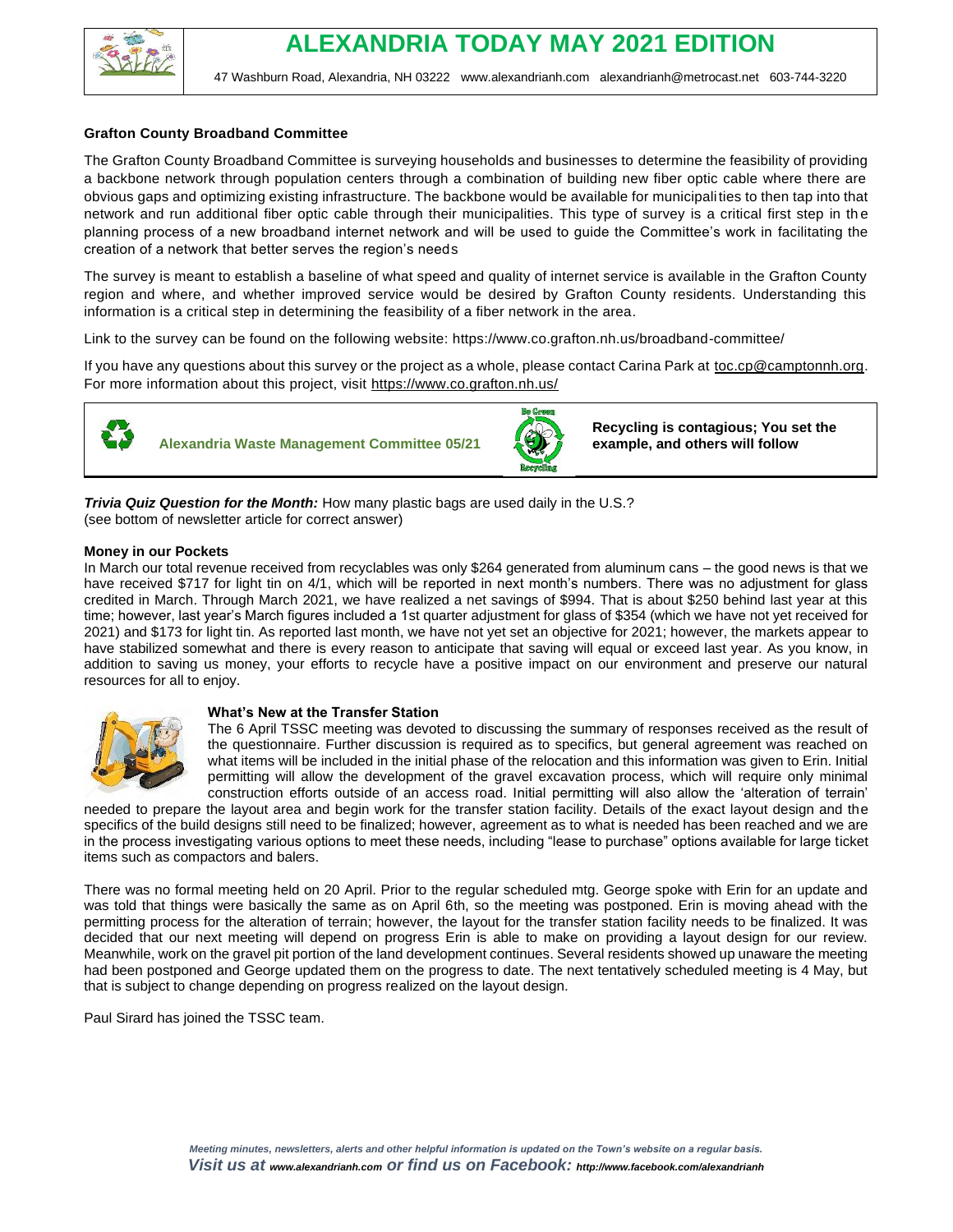# ALEXANDRIA TODAY MAY 2021 EDITION

47 Washburn Road, Alexandria, NH 03222 www.alexandrianh.com alexandrianh@metrocast.net 603-744-3220

## Grafton County Broadband Committee

The Grafton County Broadband Committee is surveying households and businesses to determine the feasibility of providing a backbone network through population centers through a combination of building new fiber optic cable where there are obvious gaps and optimizing existing infrastructure. The backbone would be available for municipalities to then tap into that network and run additional fiber optic cable through their municipalities. This type of survey is a critical first step in the planning process of a new broadband internet network and will be used to guide the Committee's work in facilitating the creation of a network that better serves the region's needs

The survey is meant to establish a baseline of what speed and quality of internet service is available in the Grafton County region and where, and whether improved service would be desired by Grafton County residents. Understanding this information is a critical step in determining the feasibility of a fiber network in the area.

Link to the survey can be found on the following website: https://www.co.grafton.nh.us/broadband-committee/

If you have any questions about this survey or the project as a whole, please contact Carina Park at toc.cp@camptonnh.org. For more information about this project, visit https://www.co.grafton.nh.us/

## Alexandria Waste Management Committee 05/21

**Recycling is contagious; You set the example, and others will follow**

***Trivia Quiz Question for the Month:*** How many plastic bags are used daily in the U.S.?
(see bottom of newsletter article for correct answer)

### Money in our Pockets

In March our total revenue received from recyclables was only $264 generated from aluminum cans – the good news is that we have received $717 for light tin on 4/1, which will be reported in next month's numbers. There was no adjustment for glass credited in March. Through March 2021, we have realized a net savings of $994. That is about $250 behind last year at this time; however, last year's March figures included a 1st quarter adjustment for glass of $354 (which we have not yet received for 2021) and $173 for light tin. As reported last month, we have not yet set an objective for 2021; however, the markets appear to have stabilized somewhat and there is every reason to anticipate that saving will equal or exceed last year. As you know, in addition to saving us money, your efforts to recycle have a positive impact on our environment and preserve our natural resources for all to enjoy.

### What's New at the Transfer Station

The 6 April TSSC meeting was devoted to discussing the summary of responses received as the result of the questionnaire. Further discussion is required as to specifics, but general agreement was reached on what items will be included in the initial phase of the relocation and this information was given to Erin. Initial permitting will allow the development of the gravel excavation process, which will require only minimal construction efforts outside of an access road. Initial permitting will also allow the 'alteration of terrain' needed to prepare the layout area and begin work for the transfer station facility. Details of the exact layout design and the specifics of the build designs still need to be finalized; however, agreement as to what is needed has been reached and we are in the process investigating various options to meet these needs, including "lease to purchase" options available for large ticket items such as compactors and balers.

There was no formal meeting held on 20 April. Prior to the regular scheduled mtg. George spoke with Erin for an update and was told that things were basically the same as on April 6th, so the meeting was postponed. Erin is moving ahead with the permitting process for the alteration of terrain; however, the layout for the transfer station facility needs to be finalized. It was decided that our next meeting will depend on progress Erin is able to make on providing a layout design for our review. Meanwhile, work on the gravel pit portion of the land development continues. Several residents showed up unaware the meeting had been postponed and George updated them on the progress to date. The next tentatively scheduled meeting is 4 May, but that is subject to change depending on progress realized on the layout design.

Paul Sirard has joined the TSSC team.

*Meeting minutes, newsletters, alerts and other helpful information is updated on the Town's website on a regular basis.*
***Visit us at www.alexandrianh.com or find us on Facebook: http://www.facebook.com/alexandrianh***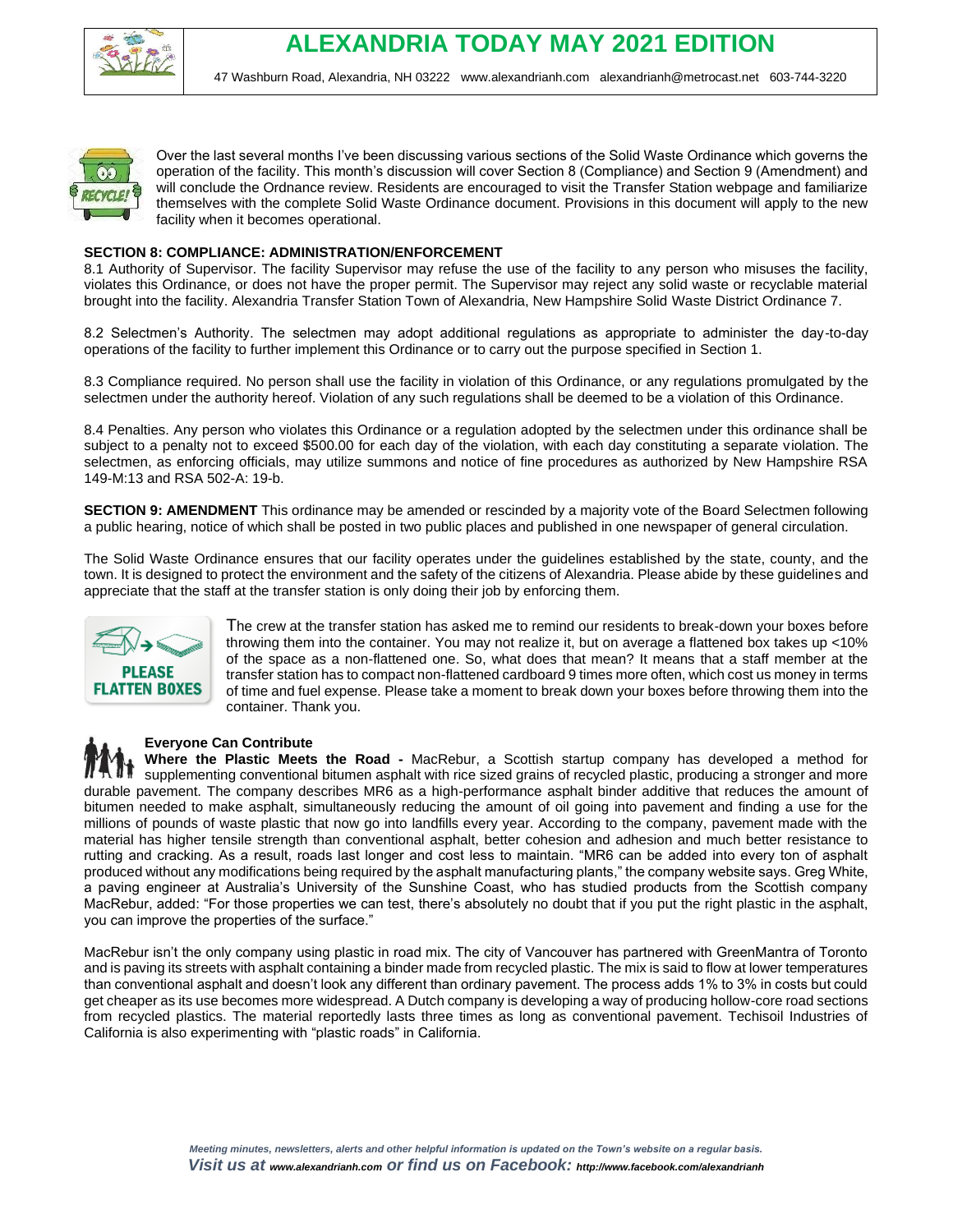Over the last several months I've been discussing various sections of the Solid Waste Ordinance which governs the operation of the facility. This month's discussion will cover Section 8 (Compliance) and Section 9 (Amendment) and will conclude the Ordnance review. Residents are encouraged to visit the Transfer Station webpage and familiarize themselves with the complete Solid Waste Ordinance document. Provisions in this document will apply to the new facility when it becomes operational.

**SECTION 8: COMPLIANCE: ADMINISTRATION/ENFORCEMENT**

8.1 Authority of Supervisor. The facility Supervisor may refuse the use of the facility to any person who misuses the facility, violates this Ordinance, or does not have the proper permit. The Supervisor may reject any solid waste or recyclable material brought into the facility. Alexandria Transfer Station Town of Alexandria, New Hampshire Solid Waste District Ordinance 7.

8.2 Selectmen's Authority. The selectmen may adopt additional regulations as appropriate to administer the day-to-day operations of the facility to further implement this Ordinance or to carry out the purpose specified in Section 1.

8.3 Compliance required. No person shall use the facility in violation of this Ordinance, or any regulations promulgated by the selectmen under the authority hereof. Violation of any such regulations shall be deemed to be a violation of this Ordinance.

8.4 Penalties. Any person who violates this Ordinance or a regulation adopted by the selectmen under this ordinance shall be subject to a penalty not to exceed $500.00 for each day of the violation, with each day constituting a separate violation. The selectmen, as enforcing officials, may utilize summons and notice of fine procedures as authorized by New Hampshire RSA 149-M:13 and RSA 502-A: 19-b.

**SECTION 9: AMENDMENT** This ordinance may be amended or rescinded by a majority vote of the Board Selectmen following a public hearing, notice of which shall be posted in two public places and published in one newspaper of general circulation.

The Solid Waste Ordinance ensures that our facility operates under the guidelines established by the state, county, and the town. It is designed to protect the environment and the safety of the citizens of Alexandria. Please abide by these guidelines and appreciate that the staff at the transfer station is only doing their job by enforcing them.

The crew at the transfer station has asked me to remind our residents to break-down your boxes before throwing them into the container. You may not realize it, but on average a flattened box takes up <10% of the space as a non-flattened one. So, what does that mean? It means that a staff member at the transfer station has to compact non-flattened cardboard 9 times more often, which cost us money in terms of time and fuel expense. Please take a moment to break down your boxes before throwing them into the container. Thank you.

**Everyone Can Contribute**

**Where the Plastic Meets the Road -** MacRebur, a Scottish startup company has developed a method for supplementing conventional bitumen asphalt with rice sized grains of recycled plastic, producing a stronger and more durable pavement. The company describes MR6 as a high-performance asphalt binder additive that reduces the amount of bitumen needed to make asphalt, simultaneously reducing the amount of oil going into pavement and finding a use for the millions of pounds of waste plastic that now go into landfills every year. According to the company, pavement made with the material has higher tensile strength than conventional asphalt, better cohesion and adhesion and much better resistance to rutting and cracking. As a result, roads last longer and cost less to maintain. "MR6 can be added into every ton of asphalt produced without any modifications being required by the asphalt manufacturing plants," the company website says. Greg White, a paving engineer at Australia's University of the Sunshine Coast, who has studied products from the Scottish company MacRebur, added: "For those properties we can test, there's absolutely no doubt that if you put the right plastic in the asphalt, you can improve the properties of the surface."

MacRebur isn't the only company using plastic in road mix. The city of Vancouver has partnered with GreenMantra of Toronto and is paving its streets with asphalt containing a binder made from recycled plastic. The mix is said to flow at lower temperatures than conventional asphalt and doesn't look any different than ordinary pavement. The process adds 1% to 3% in costs but could get cheaper as its use becomes more widespread. A Dutch company is developing a way of producing hollow-core road sections from recycled plastics. The material reportedly lasts three times as long as conventional pavement. Techisoil Industries of California is also experimenting with "plastic roads" in California.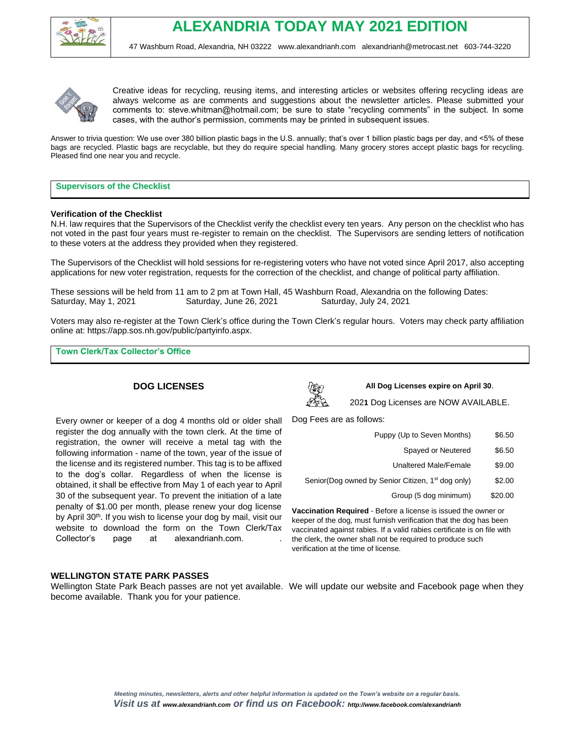# ALEXANDRIA TODAY MAY 2021 EDITION

47 Washburn Road, Alexandria, NH 03222 www.alexandrianh.com alexandrianh@metrocast.net 603-744-3220

Creative ideas for recycling, reusing items, and interesting articles or websites offering recycling ideas are always welcome as are comments and suggestions about the newsletter articles. Please submitted your comments to: steve.whitman@hotmail.com; be sure to state "recycling comments" in the subject. In some cases, with the author's permission, comments may be printed in subsequent issues.

Answer to trivia question: We use over 380 billion plastic bags in the U.S. annually; that's over 1 billion plastic bags per day, and <5% of these bags are recycled. Plastic bags are recyclable, but they do require special handling. Many grocery stores accept plastic bags for recycling. Pleased find one near you and recycle.

## Supervisors of the Checklist

**Verification of the Checklist**

N.H. law requires that the Supervisors of the Checklist verify the checklist every ten years. Any person on the checklist who has not voted in the past four years must re-register to remain on the checklist. The Supervisors are sending letters of notification to these voters at the address they provided when they registered.

The Supervisors of the Checklist will hold sessions for re-registering voters who have not voted since April 2017, also accepting applications for new voter registration, requests for the correction of the checklist, and change of political party affiliation.

These sessions will be held from 11 am to 2 pm at Town Hall, 45 Washburn Road, Alexandria on the following Dates:

Saturday, May 1, 2021 Saturday, June 26, 2021 Saturday, July 24, 2021

Voters may also re-register at the Town Clerk's office during the Town Clerk's regular hours. Voters may check party affiliation online at: https://app.sos.nh.gov/public/partyinfo.aspx.

## Town Clerk/Tax Collector's Office

### DOG LICENSES

**All Dog Licenses expire on April 30**.

202**1** Dog Licenses are NOW AVAILABLE.

Every owner or keeper of a dog 4 months old or older shall register the dog annually with the town clerk. At the time of registration, the owner will receive a metal tag with the following information - name of the town, year of the issue of the license and its registered number. This tag is to be affixed to the dog's collar. Regardless of when the license is obtained, it shall be effective from May 1 of each year to April 30 of the subsequent year. To prevent the initiation of a late penalty of $1.00 per month, please renew your dog license by April 30th. If you wish to license your dog by mail, visit our website to download the form on the Town Clerk/Tax Collector's page at alexandrianh.com.

Dog Fees are as follows:

| | |
|---|---|
| Puppy (Up to Seven Months) | $6.50 |
| Spayed or Neutered | $6.50 |
| Unaltered Male/Female | $9.00 |
| Senior(Dog owned by Senior Citizen, 1st dog only) | $2.00 |
| Group (5 dog minimum) | $20.00 |

**Vaccination Required** - Before a license is issued the owner or keeper of the dog, must furnish verification that the dog has been vaccinated against rabies. If a valid rabies certificate is on file with the clerk, the owner shall not be required to produce such verification at the time of license.

### WELLINGTON STATE PARK PASSES

Wellington State Park Beach passes are not yet available. We will update our website and Facebook page when they become available. Thank you for your patience.

*Meeting minutes, newsletters, alerts and other helpful information is updated on the Town's website on a regular basis.*

*Visit us at www.alexandrianh.com or find us on Facebook: http://www.facebook.com/alexandrianh*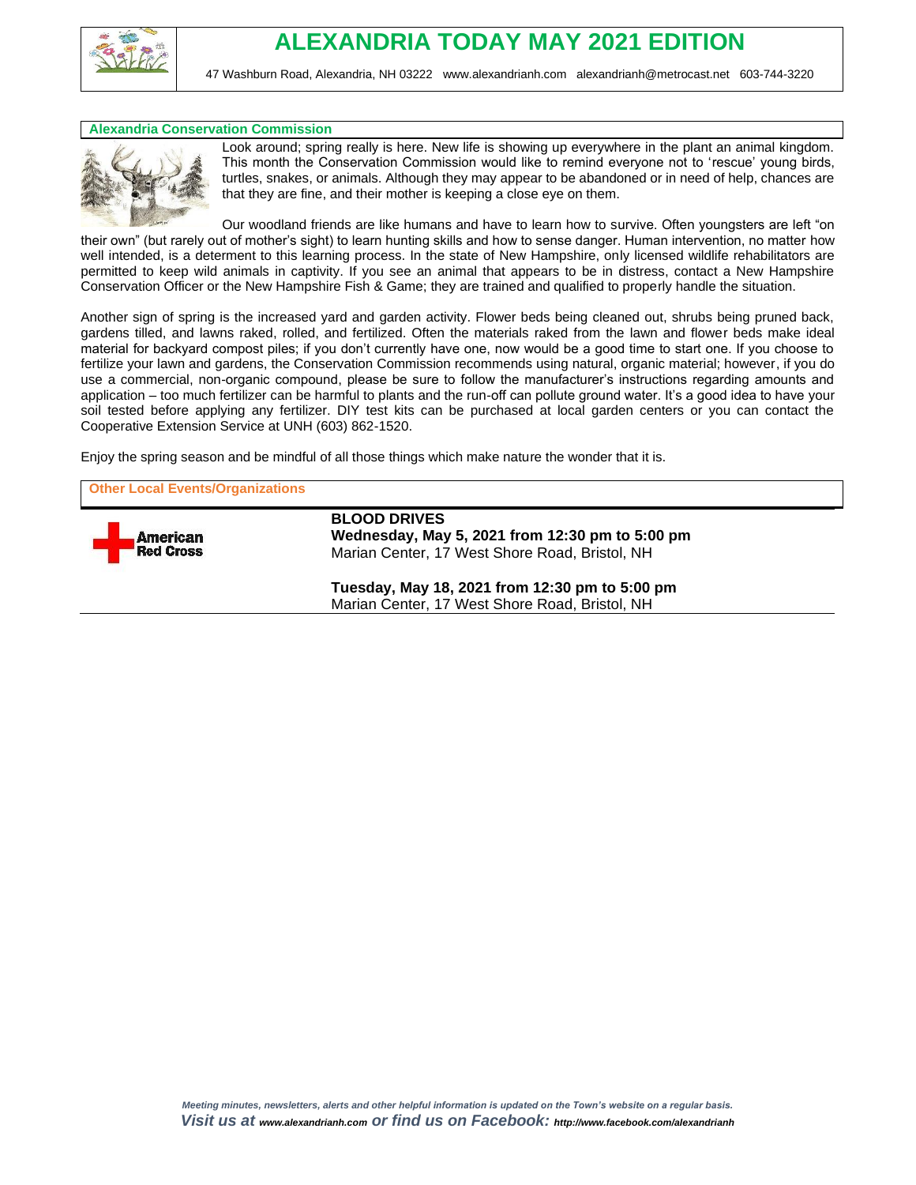# ALEXANDRIA TODAY MAY 2021 EDITION

47 Washburn Road, Alexandria, NH 03222 www.alexandrianh.com alexandrianh@metrocast.net 603-744-3220

## Alexandria Conservation Commission

Look around; spring really is here. New life is showing up everywhere in the plant an animal kingdom. This month the Conservation Commission would like to remind everyone not to 'rescue' young birds, turtles, snakes, or animals. Although they may appear to be abandoned or in need of help, chances are that they are fine, and their mother is keeping a close eye on them.

Our woodland friends are like humans and have to learn how to survive. Often youngsters are left "on their own" (but rarely out of mother's sight) to learn hunting skills and how to sense danger. Human intervention, no matter how well intended, is a determent to this learning process. In the state of New Hampshire, only licensed wildlife rehabilitators are permitted to keep wild animals in captivity. If you see an animal that appears to be in distress, contact a New Hampshire Conservation Officer or the New Hampshire Fish & Game; they are trained and qualified to properly handle the situation.

Another sign of spring is the increased yard and garden activity. Flower beds being cleaned out, shrubs being pruned back, gardens tilled, and lawns raked, rolled, and fertilized. Often the materials raked from the lawn and flower beds make ideal material for backyard compost piles; if you don't currently have one, now would be a good time to start one. If you choose to fertilize your lawn and gardens, the Conservation Commission recommends using natural, organic material; however, if you do use a commercial, non-organic compound, please be sure to follow the manufacturer's instructions regarding amounts and application – too much fertilizer can be harmful to plants and the run-off can pollute ground water. It's a good idea to have your soil tested before applying any fertilizer. DIY test kits can be purchased at local garden centers or you can contact the Cooperative Extension Service at UNH (603) 862-1520.

Enjoy the spring season and be mindful of all those things which make nature the wonder that it is.

## Other Local Events/Organizations

American Red Cross

**BLOOD DRIVES**
**Wednesday, May 5, 2021 from 12:30 pm to 5:00 pm**
Marian Center, 17 West Shore Road, Bristol, NH

**Tuesday, May 18, 2021 from 12:30 pm to 5:00 pm**
Marian Center, 17 West Shore Road, Bristol, NH

*Meeting minutes, newsletters, alerts and other helpful information is updated on the Town's website on a regular basis.*
***Visit us at*** ***www.alexandrianh.com*** ***or find us on Facebook:*** ***http://www.facebook.com/alexandrianh***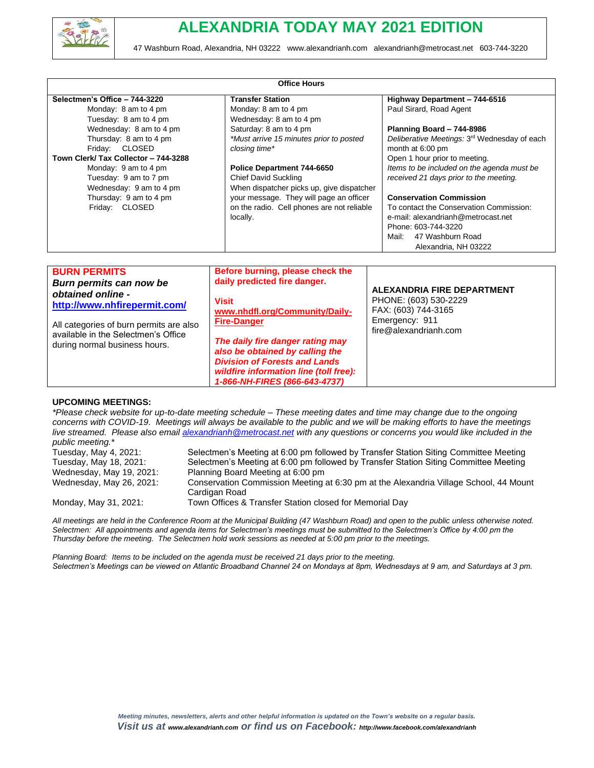# ALEXANDRIA TODAY MAY 2021 EDITION

47 Washburn Road, Alexandria, NH 03222 www.alexandrianh.com alexandrianh@metrocast.net 603-744-3220

**Office Hours**

**Selectmen's Office – 744-3220**
Monday: 8 am to 4 pm
Tuesday: 8 am to 4 pm
Wednesday: 8 am to 4 pm
Thursday: 8 am to 4 pm
Friday: CLOSED

**Town Clerk/ Tax Collector – 744-3288**
Monday: 9 am to 4 pm
Tuesday: 9 am to 7 pm
Wednesday: 9 am to 4 pm
Thursday: 9 am to 4 pm
Friday: CLOSED

**Transfer Station**
Monday: 8 am to 4 pm
Wednesday: 8 am to 4 pm
Saturday: 8 am to 4 pm
*\*Must arrive 15 minutes prior to posted closing time\**

**Police Department 744-6650**
Chief David Suckling
When dispatcher picks up, give dispatcher your message. They will page an officer on the radio. Cell phones are not reliable locally.

**Highway Department – 744-6516**
Paul Sirard, Road Agent

**Planning Board – 744-8986**
*Deliberative Meetings:* 3rd Wednesday of each month at 6:00 pm
Open 1 hour prior to meeting.
*Items to be included on the agenda must be received 21 days prior to the meeting.*

**Conservation Commission**
To contact the Conservation Commission:
e-mail: alexandrianh@metrocast.net
Phone: 603-744-3220
Mail: 47 Washburn Road
Alexandria, NH 03222

---

**BURN PERMITS**
***Burn permits can now be obtained online - http://www.nhfirepermit.com/***

All categories of burn permits are also available in the Selectmen's Office during normal business hours.

**Before burning, please check the daily predicted fire danger.**

**Visit www.nhdfl.org/Community/Daily-Fire-Danger**

***The daily fire danger rating may also be obtained by calling the Division of Forests and Lands wildfire information line (toll free): 1-866-NH-FIRES (866-643-4737)***

**ALEXANDRIA FIRE DEPARTMENT**
PHONE: (603) 530-2229
FAX: (603) 744-3165
Emergency: 911
fire@alexandrianh.com

---

**UPCOMING MEETINGS:**

*\*Please check website for up-to-date meeting schedule – These meeting dates and time may change due to the ongoing concerns with COVID-19. Meetings will always be available to the public and we will be making efforts to have the meetings live streamed. Please also email alexandrianh@metrocast.net with any questions or concerns you would like included in the public meeting.\**

| | |
|---|---|
| Tuesday, May 4, 2021: | Selectmen's Meeting at 6:00 pm followed by Transfer Station Siting Committee Meeting |
| Tuesday, May 18, 2021: | Selectmen's Meeting at 6:00 pm followed by Transfer Station Siting Committee Meeting |
| Wednesday, May 19, 2021: | Planning Board Meeting at 6:00 pm |
| Wednesday, May 26, 2021: | Conservation Commission Meeting at 6:30 pm at the Alexandria Village School, 44 Mount Cardigan Road |
| Monday, May 31, 2021: | Town Offices & Transfer Station closed for Memorial Day |

*All meetings are held in the Conference Room at the Municipal Building (47 Washburn Road) and open to the public unless otherwise noted. Selectmen: All appointments and agenda items for Selectmen's meetings must be submitted to the Selectmen's Office by 4:00 pm the Thursday before the meeting. The Selectmen hold work sessions as needed at 5:00 pm prior to the meetings.*

*Planning Board: Items to be included on the agenda must be received 21 days prior to the meeting.*
*Selectmen's Meetings can be viewed on Atlantic Broadband Channel 24 on Mondays at 8pm, Wednesdays at 9 am, and Saturdays at 3 pm.*

***Meeting minutes, newsletters, alerts and other helpful information is updated on the Town's website on a regular basis.***
***Visit us at www.alexandrianh.com or find us on Facebook: http://www.facebook.com/alexandrianh***